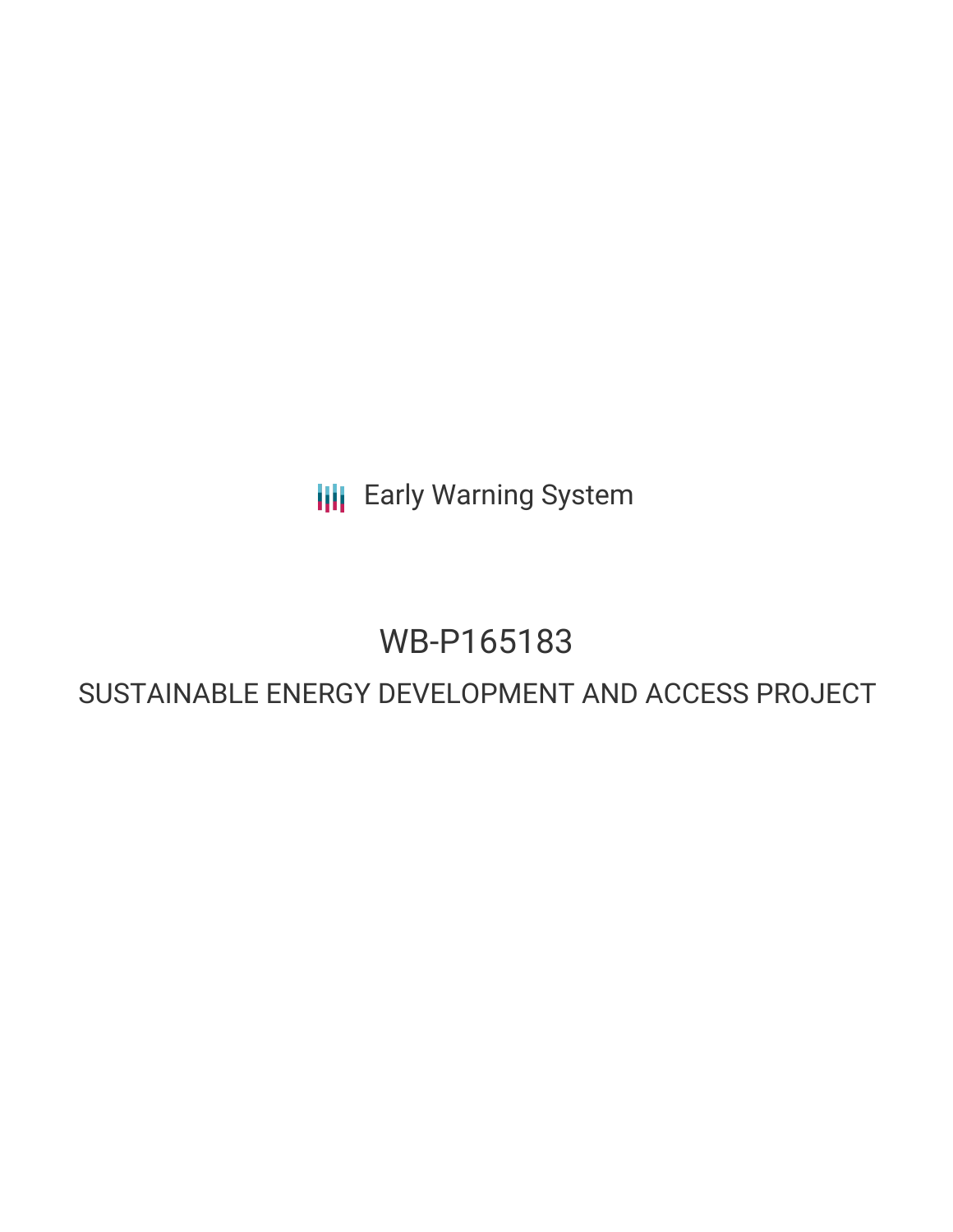Early Warning System

# WB-P165183

## SUSTAINABLE ENERGY DEVELOPMENT AND ACCESS PROJECT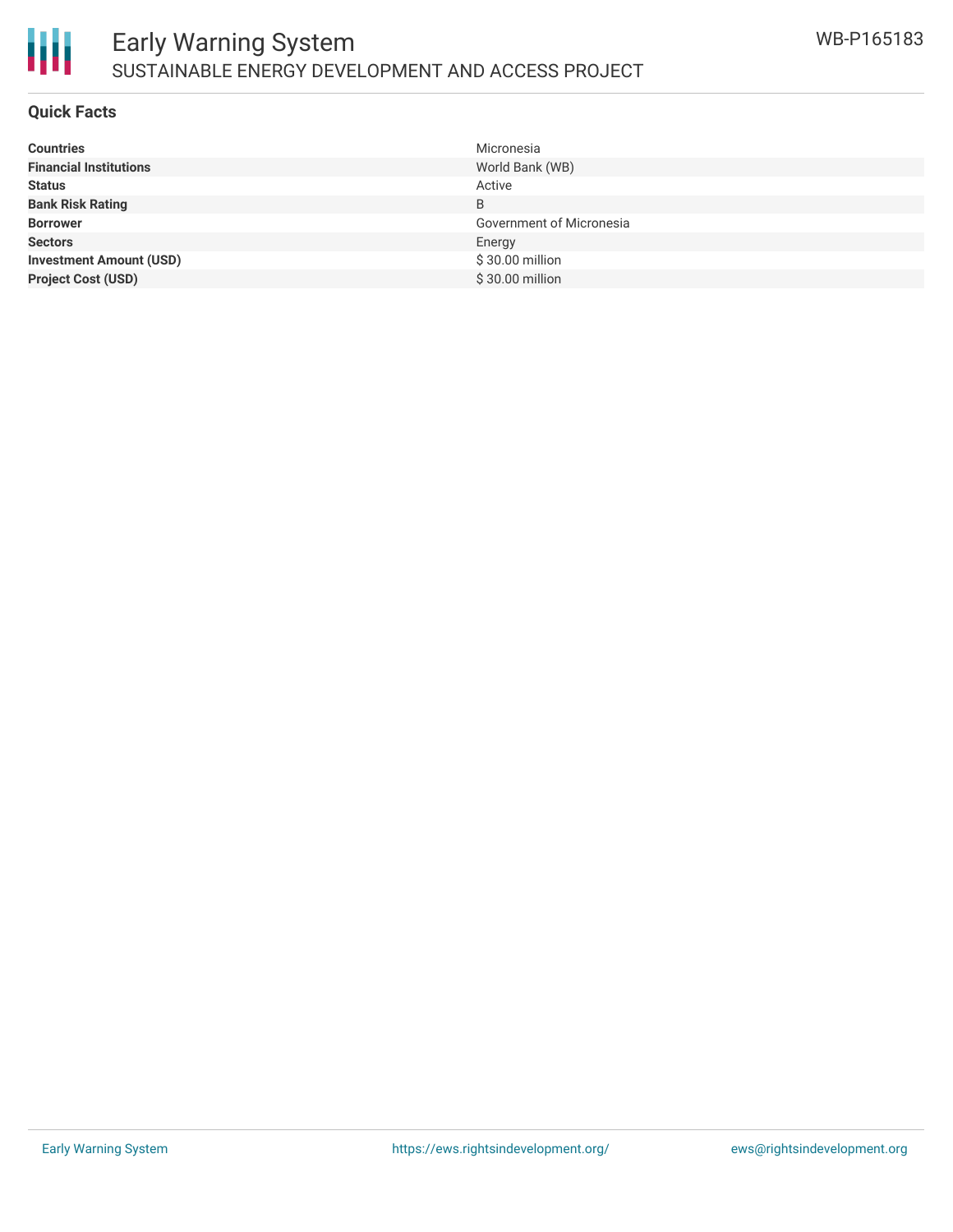## Quick Facts

| | |
|---|---|
| **Countries** | Micronesia |
| **Financial Institutions** | World Bank (WB) |
| **Status** | Active |
| **Bank Risk Rating** | B |
| **Borrower** | Government of Micronesia |
| **Sectors** | Energy |
| **Investment Amount (USD)** | $ 30.00 million |
| **Project Cost (USD)** | $ 30.00 million |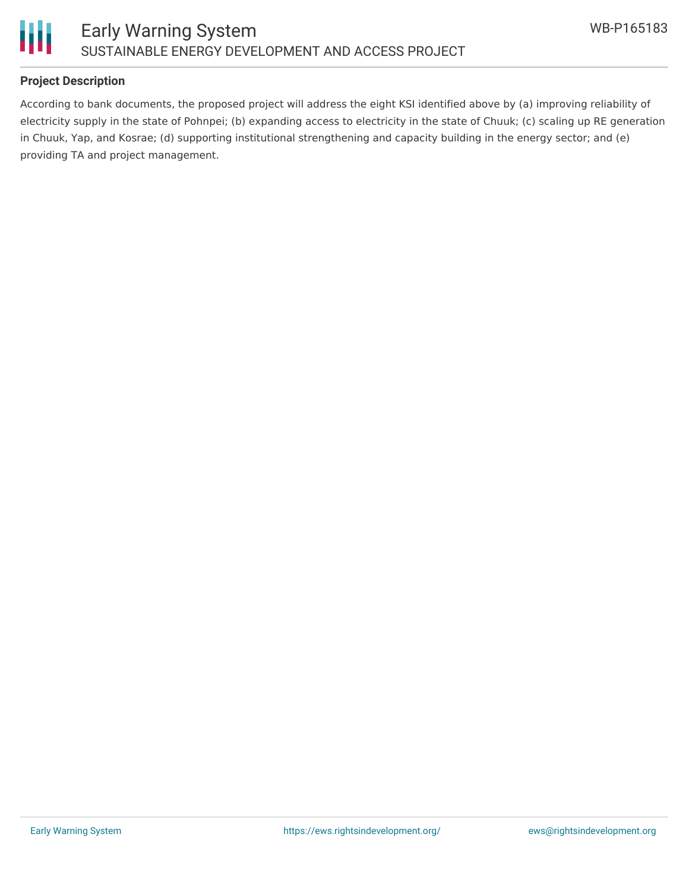## Project Description

According to bank documents, the proposed project will address the eight KSI identified above by (a) improving reliability of electricity supply in the state of Pohnpei; (b) expanding access to electricity in the state of Chuuk; (c) scaling up RE generation in Chuuk, Yap, and Kosrae; (d) supporting institutional strengthening and capacity building in the energy sector; and (e) providing TA and project management.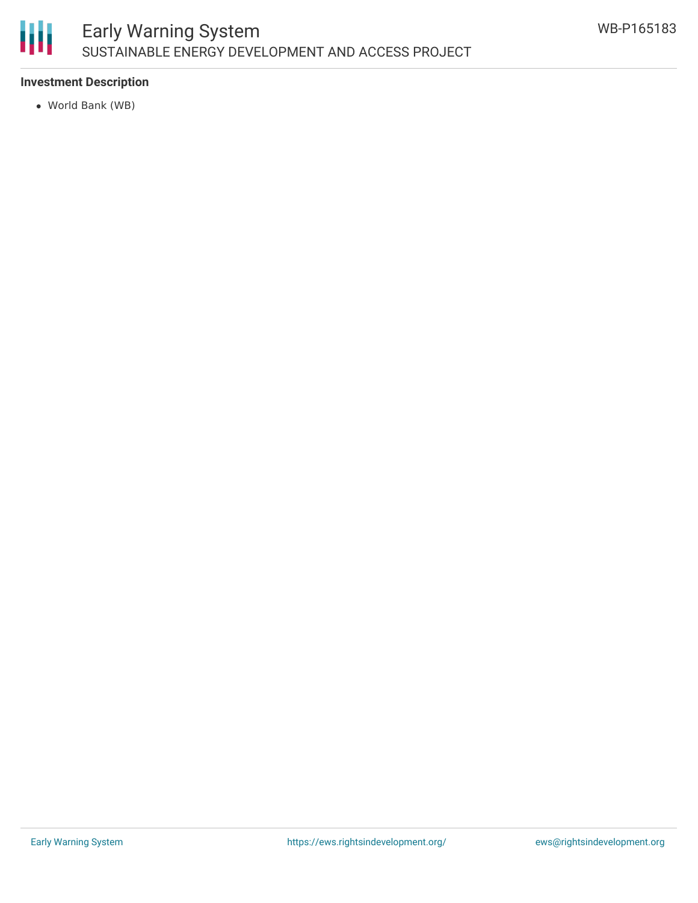### Investment Description

- World Bank (WB)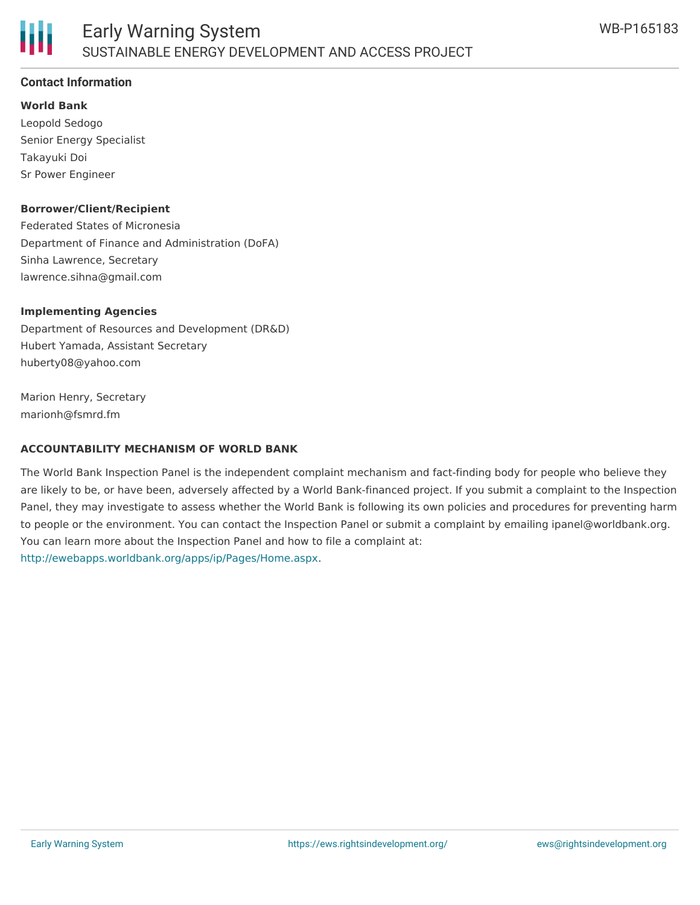## Contact Information

**World Bank**

Leopold Sedogo
Senior Energy Specialist
Takayuki Doi
Sr Power Engineer

**Borrower/Client/Recipient**

Federated States of Micronesia
Department of Finance and Administration (DoFA)
Sinha Lawrence, Secretary
lawrence.sihna@gmail.com

**Implementing Agencies**

Department of Resources and Development (DR&D)
Hubert Yamada, Assistant Secretary
huberty08@yahoo.com

Marion Henry, Secretary
marionh@fsmrd.fm

**ACCOUNTABILITY MECHANISM OF WORLD BANK**

The World Bank Inspection Panel is the independent complaint mechanism and fact-finding body for people who believe they are likely to be, or have been, adversely affected by a World Bank-financed project. If you submit a complaint to the Inspection Panel, they may investigate to assess whether the World Bank is following its own policies and procedures for preventing harm to people or the environment. You can contact the Inspection Panel or submit a complaint by emailing ipanel@worldbank.org. You can learn more about the Inspection Panel and how to file a complaint at: http://ewebapps.worldbank.org/apps/ip/Pages/Home.aspx.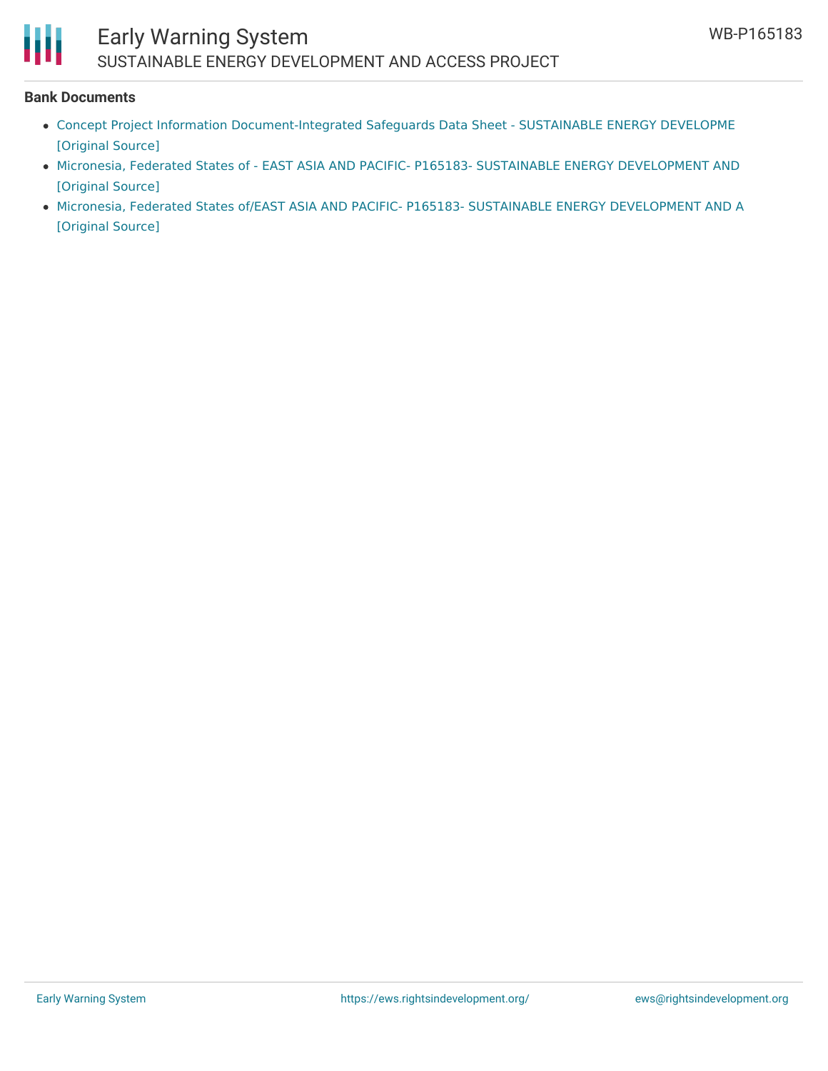## Bank Documents

- Concept Project Information Document-Integrated Safeguards Data Sheet - SUSTAINABLE ENERGY DEVELOPME [Original Source]
- Micronesia, Federated States of - EAST ASIA AND PACIFIC- P165183- SUSTAINABLE ENERGY DEVELOPMENT AND [Original Source]
- Micronesia, Federated States of/EAST ASIA AND PACIFIC- P165183- SUSTAINABLE ENERGY DEVELOPMENT AND A [Original Source]